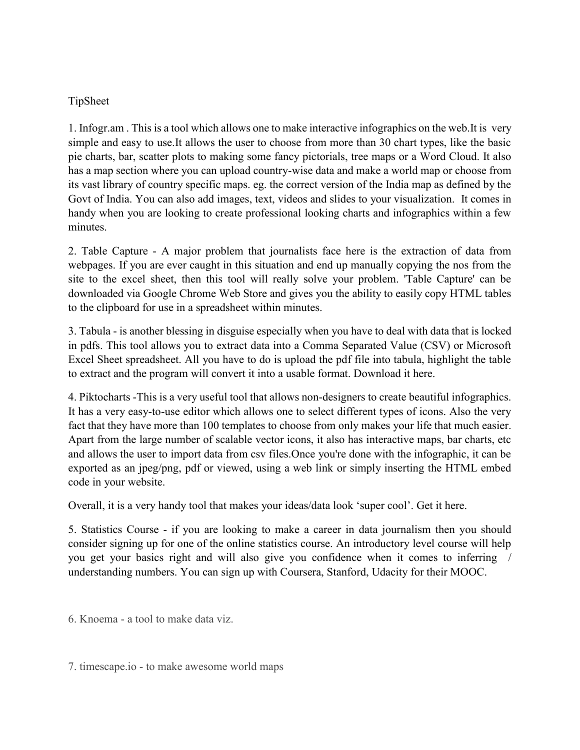TipSheet

1. Infogr.am . This is a tool which allows one to make interactive infographics on the web.It is very simple and easy to use.It allows the user to choose from more than 30 chart types, like the basic pie charts, bar, scatter plots to making some fancy pictorials, tree maps or a Word Cloud. It also has a map section where you can upload country-wise data and make a world map or choose from its vast library of country specific maps. eg. the correct version of the India map as defined by the Govt of India. You can also add images, text, videos and slides to your visualization. It comes in handy when you are looking to create professional looking charts and infographics within a few minutes.

2. Table Capture - A major problem that journalists face here is the extraction of data from webpages. If you are ever caught in this situation and end up manually copying the nos from the site to the excel sheet, then this tool will really solve your problem. 'Table Capture' can be downloaded via Google Chrome Web Store and gives you the ability to easily copy HTML tables to the clipboard for use in a spreadsheet within minutes.

3. Tabula - is another blessing in disguise especially when you have to deal with data that is locked in pdfs. This tool allows you to extract data into a Comma Separated Value (CSV) or Microsoft Excel Sheet spreadsheet. All you have to do is upload the pdf file into tabula, highlight the table to extract and the program will convert it into a usable format. Download it here.

4. Piktocharts -This is a very useful tool that allows non-designers to create beautiful infographics. It has a very easy-to-use editor which allows one to select different types of icons. Also the very fact that they have more than 100 templates to choose from only makes your life that much easier. Apart from the large number of scalable vector icons, it also has interactive maps, bar charts, etc and allows the user to import data from csv files.Once you're done with the infographic, it can be exported as an jpeg/png, pdf or viewed, using a web link or simply inserting the HTML embed code in your website.

Overall, it is a very handy tool that makes your ideas/data look 'super cool'. Get it here.

5. Statistics Course - if you are looking to make a career in data journalism then you should consider signing up for one of the online statistics course. An introductory level course will help you get your basics right and will also give you confidence when it comes to inferring / understanding numbers. You can sign up with Coursera, Stanford, Udacity for their MOOC.

6. Knoema - a tool to make data viz.

7. timescape.io - to make awesome world maps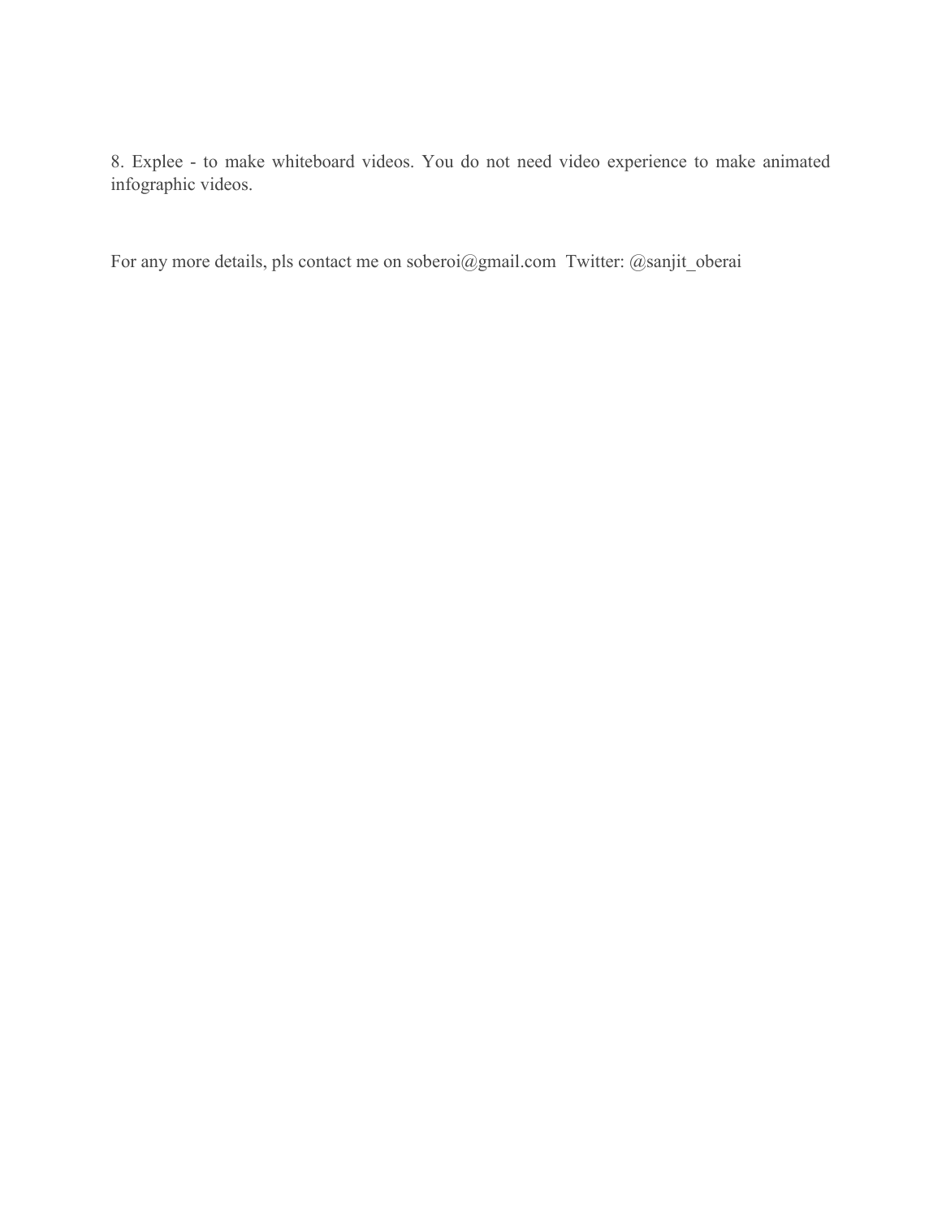8. Explee - to make whiteboard videos. You do not need video experience to make animated infographic videos.

For any more details, pls contact me on soberoi@gmail.com  Twitter: @sanjit_oberai